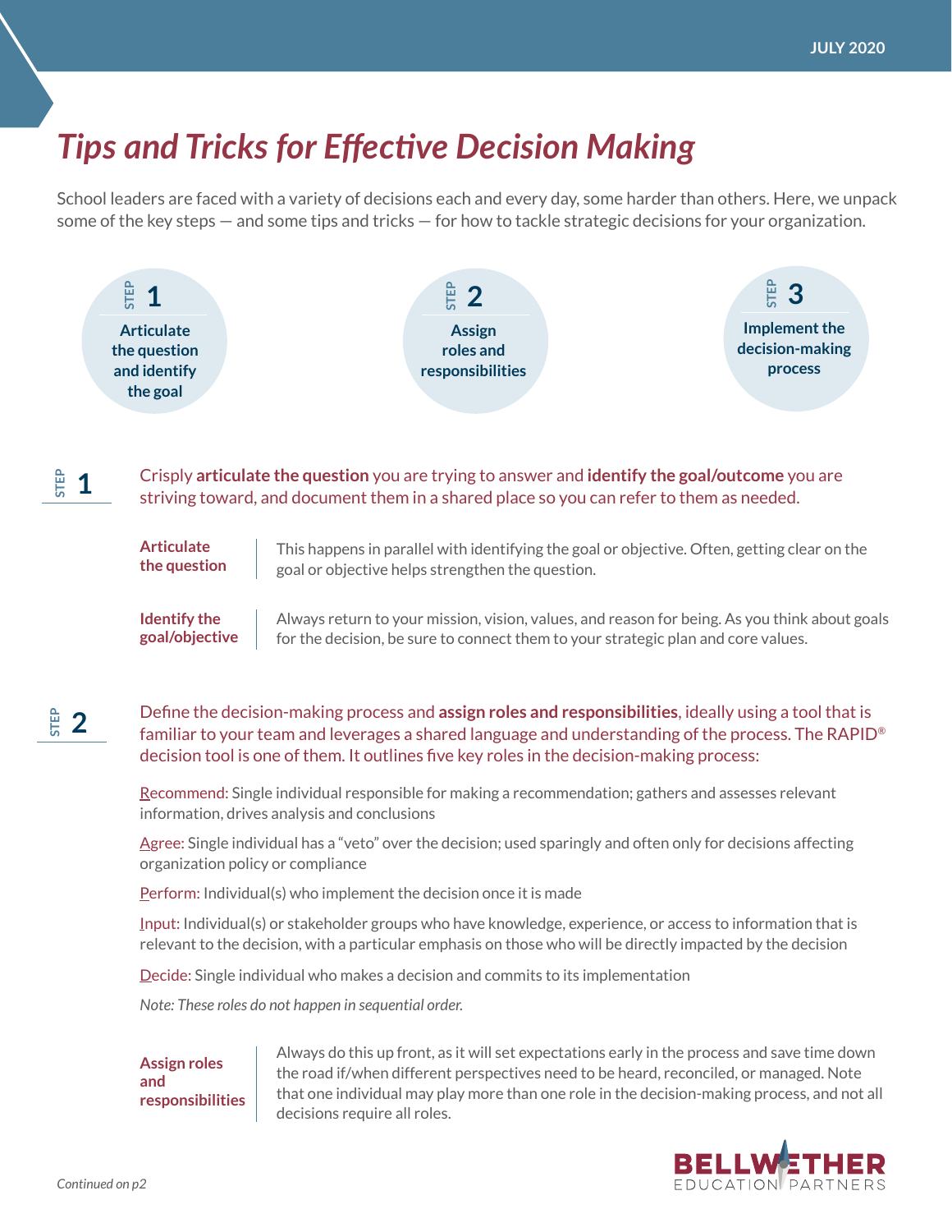# Tips and Tricks for Effective Decision Making

School leaders are faced with a variety of decisions each and every day, some harder than others. Here, we unpack some of the key steps — and some tips and tricks — for how to tackle strategic decisions for your organization.

**STEP 1** — Articulate the question and identify the goal

**STEP 2** — Assign roles and responsibilities

**STEP 3** — Implement the decision-making process

## STEP 1

Crisply **articulate the question** you are trying to answer and **identify the goal/outcome** you are striving toward, and document them in a shared place so you can refer to them as needed.

| | |
|---|---|
| **Articulate the question** | This happens in parallel with identifying the goal or objective. Often, getting clear on the goal or objective helps strengthen the question. |
| **Identify the goal/objective** | Always return to your mission, vision, values, and reason for being. As you think about goals for the decision, be sure to connect them to your strategic plan and core values. |

## STEP 2

Define the decision-making process and **assign roles and responsibilities**, ideally using a tool that is familiar to your team and leverages a shared language and understanding of the process. The RAPID® decision tool is one of them. It outlines five key roles in the decision-making process:

Recommend: Single individual responsible for making a recommendation; gathers and assesses relevant information, drives analysis and conclusions

Agree: Single individual has a "veto" over the decision; used sparingly and often only for decisions affecting organization policy or compliance

Perform: Individual(s) who implement the decision once it is made

Input: Individual(s) or stakeholder groups who have knowledge, experience, or access to information that is relevant to the decision, with a particular emphasis on those who will be directly impacted by the decision

Decide: Single individual who makes a decision and commits to its implementation

*Note: These roles do not happen in sequential order.*

| | |
|---|---|
| **Assign roles and responsibilities** | Always do this up front, as it will set expectations early in the process and save time down the road if/when different perspectives need to be heard, reconciled, or managed. Note that one individual may play more than one role in the decision-making process, and not all decisions require all roles. |

*Continued on p2*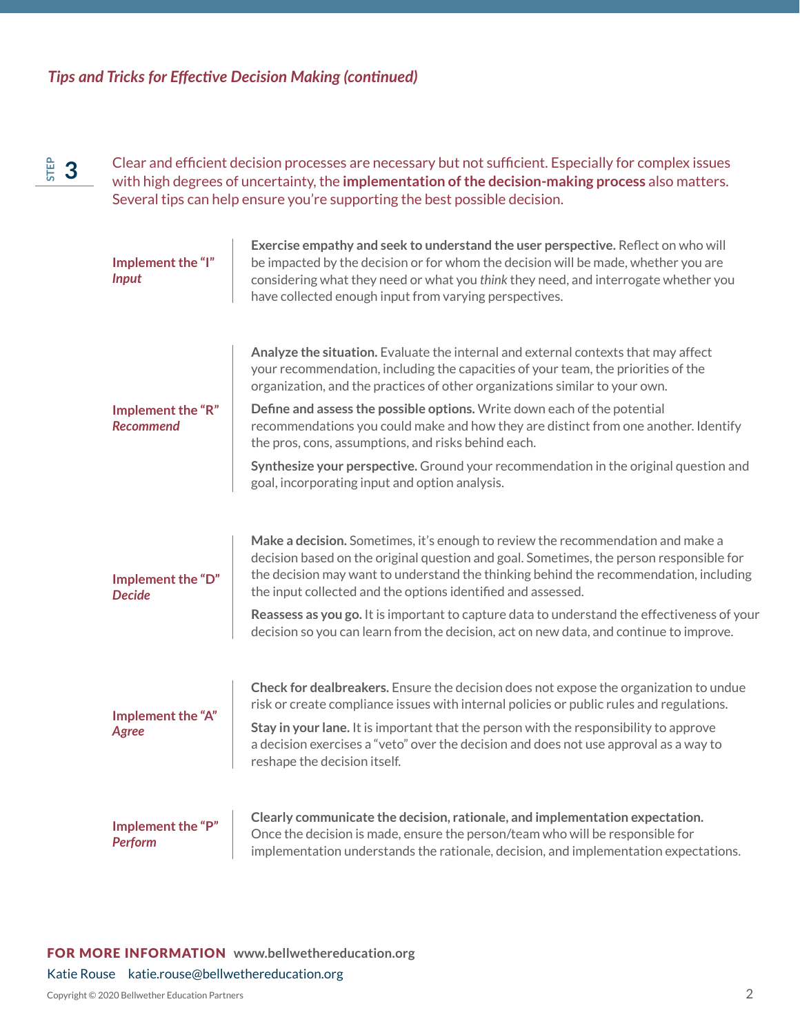*Tips and Tricks for Effective Decision Making (continued)*

## STEP 3

Clear and efficient decision processes are necessary but not sufficient. Especially for complex issues with high degrees of uncertainty, the **implementation of the decision-making process** also matters. Several tips can help ensure you're supporting the best possible decision.

**Implement the "I"**
***Input***

**Exercise empathy and seek to understand the user perspective.** Reflect on who will be impacted by the decision or for whom the decision will be made, whether you are considering what they need or what you *think* they need, and interrogate whether you have collected enough input from varying perspectives.

**Implement the "R"**
***Recommend***

**Analyze the situation.** Evaluate the internal and external contexts that may affect your recommendation, including the capacities of your team, the priorities of the organization, and the practices of other organizations similar to your own.

**Define and assess the possible options.** Write down each of the potential recommendations you could make and how they are distinct from one another. Identify the pros, cons, assumptions, and risks behind each.

**Synthesize your perspective.** Ground your recommendation in the original question and goal, incorporating input and option analysis.

**Implement the "D"**
***Decide***

**Make a decision.** Sometimes, it's enough to review the recommendation and make a decision based on the original question and goal. Sometimes, the person responsible for the decision may want to understand the thinking behind the recommendation, including the input collected and the options identified and assessed.

**Reassess as you go.** It is important to capture data to understand the effectiveness of your decision so you can learn from the decision, act on new data, and continue to improve.

**Implement the "A"**
***Agree***

**Check for dealbreakers.** Ensure the decision does not expose the organization to undue risk or create compliance issues with internal policies or public rules and regulations.

**Stay in your lane.** It is important that the person with the responsibility to approve a decision exercises a "veto" over the decision and does not use approval as a way to reshape the decision itself.

**Implement the "P"**
***Perform***

**Clearly communicate the decision, rationale, and implementation expectation.** Once the decision is made, ensure the person/team who will be responsible for implementation understands the rationale, decision, and implementation expectations.

**FOR MORE INFORMATION** www.bellwethereducation.org

Katie Rouse katie.rouse@bellwethereducation.org

Copyright © 2020 Bellwether Education Partners